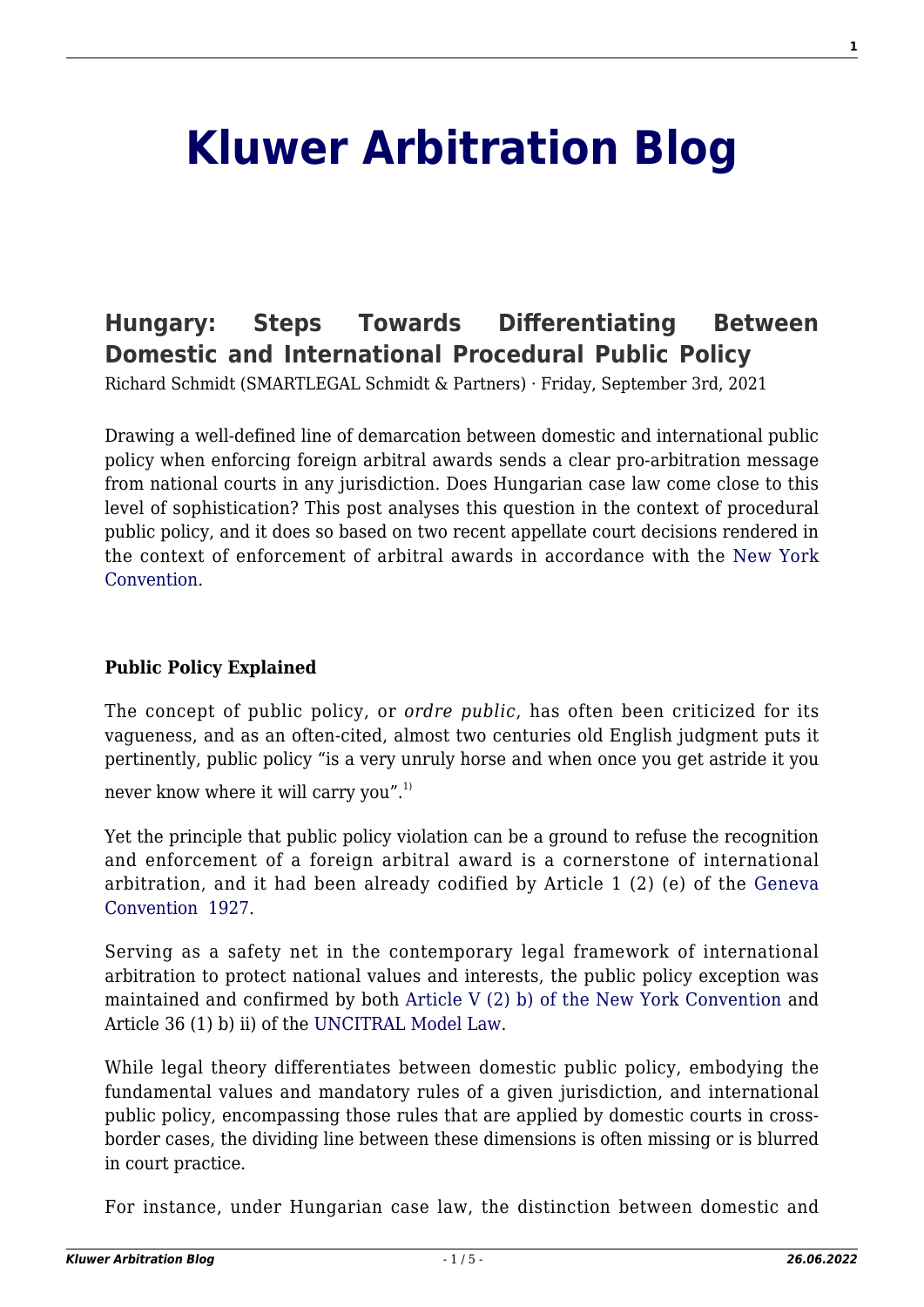# Kluwer Arbitration Blog

## Hungary: Steps Towards Differentiating Between Domestic and International Procedural Public Policy

Richard Schmidt (SMARTLEGAL Schmidt & Partners) · Friday, September 3rd, 2021

Drawing a well-defined line of demarcation between domestic and international public policy when enforcing foreign arbitral awards sends a clear pro-arbitration message from national courts in any jurisdiction. Does Hungarian case law come close to this level of sophistication? This post analyses this question in the context of procedural public policy, and it does so based on two recent appellate court decisions rendered in the context of enforcement of arbitral awards in accordance with the New York Convention.

**Public Policy Explained**

The concept of public policy, or *ordre public*, has often been criticized for its vagueness, and as an often-cited, almost two centuries old English judgment puts it pertinently, public policy "is a very unruly horse and when once you get astride it you never know where it will carry you".[1)]

Yet the principle that public policy violation can be a ground to refuse the recognition and enforcement of a foreign arbitral award is a cornerstone of international arbitration, and it had been already codified by Article 1 (2) (e) of the Geneva Convention 1927.

Serving as a safety net in the contemporary legal framework of international arbitration to protect national values and interests, the public policy exception was maintained and confirmed by both Article V (2) b) of the New York Convention and Article 36 (1) b) ii) of the UNCITRAL Model Law.

While legal theory differentiates between domestic public policy, embodying the fundamental values and mandatory rules of a given jurisdiction, and international public policy, encompassing those rules that are applied by domestic courts in cross-border cases, the dividing line between these dimensions is often missing or is blurred in court practice.

For instance, under Hungarian case law, the distinction between domestic and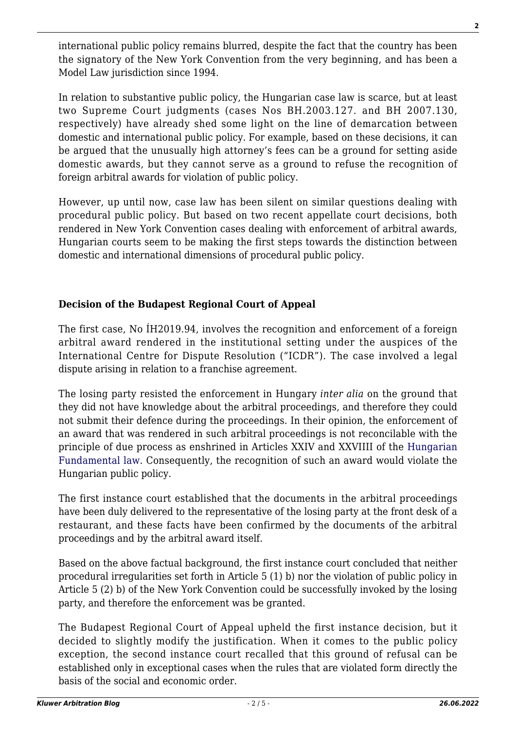international public policy remains blurred, despite the fact that the country has been the signatory of the New York Convention from the very beginning, and has been a Model Law jurisdiction since 1994.

In relation to substantive public policy, the Hungarian case law is scarce, but at least two Supreme Court judgments (cases Nos BH.2003.127. and BH 2007.130, respectively) have already shed some light on the line of demarcation between domestic and international public policy. For example, based on these decisions, it can be argued that the unusually high attorney's fees can be a ground for setting aside domestic awards, but they cannot serve as a ground to refuse the recognition of foreign arbitral awards for violation of public policy.

However, up until now, case law has been silent on similar questions dealing with procedural public policy. But based on two recent appellate court decisions, both rendered in New York Convention cases dealing with enforcement of arbitral awards, Hungarian courts seem to be making the first steps towards the distinction between domestic and international dimensions of procedural public policy.

**Decision of the Budapest Regional Court of Appeal**

The first case, No ÍH2019.94, involves the recognition and enforcement of a foreign arbitral award rendered in the institutional setting under the auspices of the International Centre for Dispute Resolution ("ICDR"). The case involved a legal dispute arising in relation to a franchise agreement.

The losing party resisted the enforcement in Hungary *inter alia* on the ground that they did not have knowledge about the arbitral proceedings, and therefore they could not submit their defence during the proceedings. In their opinion, the enforcement of an award that was rendered in such arbitral proceedings is not reconcilable with the principle of due process as enshrined in Articles XXIV and XXVIIII of the Hungarian Fundamental law. Consequently, the recognition of such an award would violate the Hungarian public policy.

The first instance court established that the documents in the arbitral proceedings have been duly delivered to the representative of the losing party at the front desk of a restaurant, and these facts have been confirmed by the documents of the arbitral proceedings and by the arbitral award itself.

Based on the above factual background, the first instance court concluded that neither procedural irregularities set forth in Article 5 (1) b) nor the violation of public policy in Article 5 (2) b) of the New York Convention could be successfully invoked by the losing party, and therefore the enforcement was be granted.

The Budapest Regional Court of Appeal upheld the first instance decision, but it decided to slightly modify the justification. When it comes to the public policy exception, the second instance court recalled that this ground of refusal can be established only in exceptional cases when the rules that are violated form directly the basis of the social and economic order.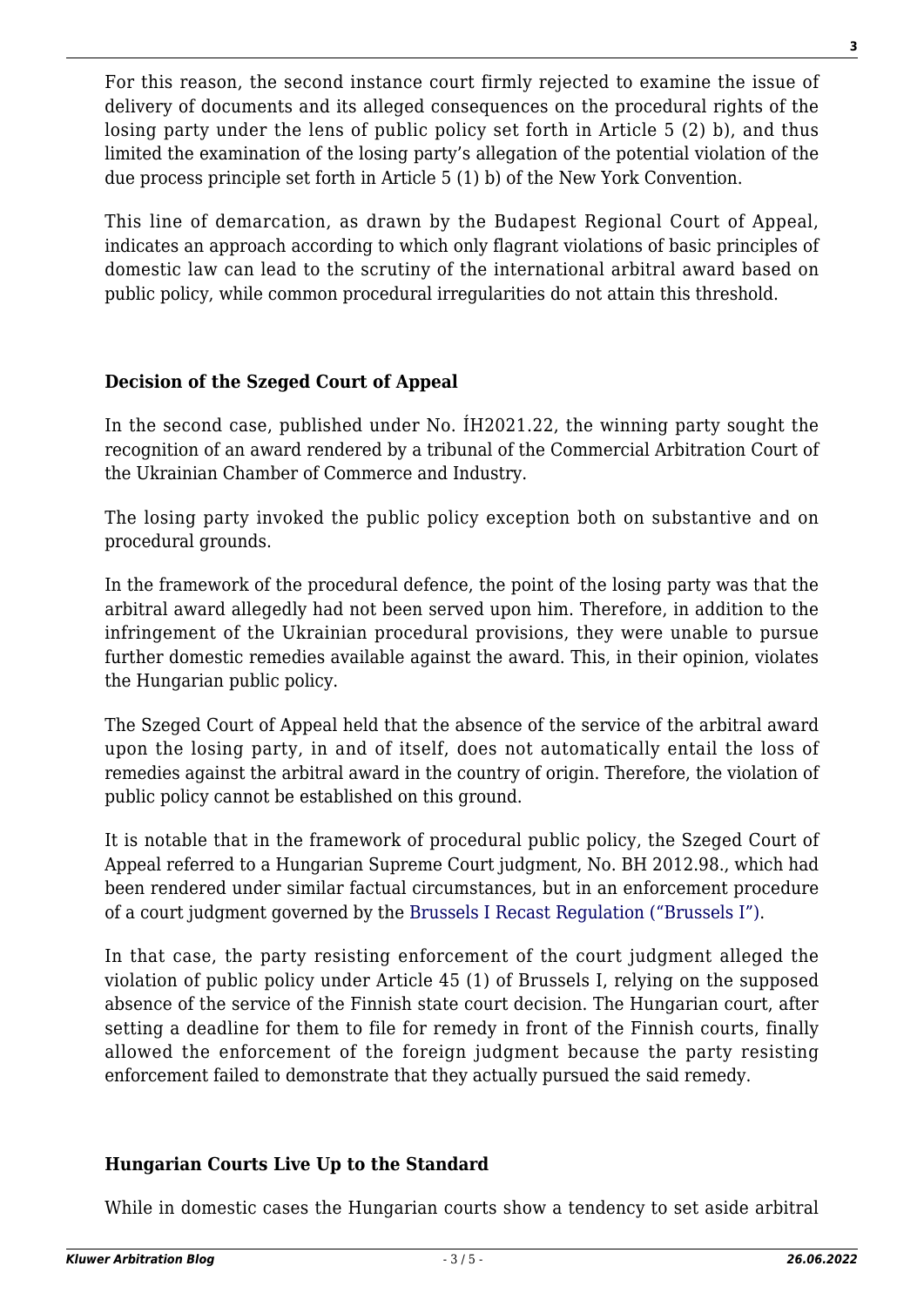For this reason, the second instance court firmly rejected to examine the issue of delivery of documents and its alleged consequences on the procedural rights of the losing party under the lens of public policy set forth in Article 5 (2) b), and thus limited the examination of the losing party's allegation of the potential violation of the due process principle set forth in Article 5 (1) b) of the New York Convention.

This line of demarcation, as drawn by the Budapest Regional Court of Appeal, indicates an approach according to which only flagrant violations of basic principles of domestic law can lead to the scrutiny of the international arbitral award based on public policy, while common procedural irregularities do not attain this threshold.

**Decision of the Szeged Court of Appeal**

In the second case, published under No. ÍH2021.22, the winning party sought the recognition of an award rendered by a tribunal of the Commercial Arbitration Court of the Ukrainian Chamber of Commerce and Industry.

The losing party invoked the public policy exception both on substantive and on procedural grounds.

In the framework of the procedural defence, the point of the losing party was that the arbitral award allegedly had not been served upon him. Therefore, in addition to the infringement of the Ukrainian procedural provisions, they were unable to pursue further domestic remedies available against the award. This, in their opinion, violates the Hungarian public policy.

The Szeged Court of Appeal held that the absence of the service of the arbitral award upon the losing party, in and of itself, does not automatically entail the loss of remedies against the arbitral award in the country of origin. Therefore, the violation of public policy cannot be established on this ground.

It is notable that in the framework of procedural public policy, the Szeged Court of Appeal referred to a Hungarian Supreme Court judgment, No. BH 2012.98., which had been rendered under similar factual circumstances, but in an enforcement procedure of a court judgment governed by the Brussels I Recast Regulation ("Brussels I").

In that case, the party resisting enforcement of the court judgment alleged the violation of public policy under Article 45 (1) of Brussels I, relying on the supposed absence of the service of the Finnish state court decision. The Hungarian court, after setting a deadline for them to file for remedy in front of the Finnish courts, finally allowed the enforcement of the foreign judgment because the party resisting enforcement failed to demonstrate that they actually pursued the said remedy.

**Hungarian Courts Live Up to the Standard**

While in domestic cases the Hungarian courts show a tendency to set aside arbitral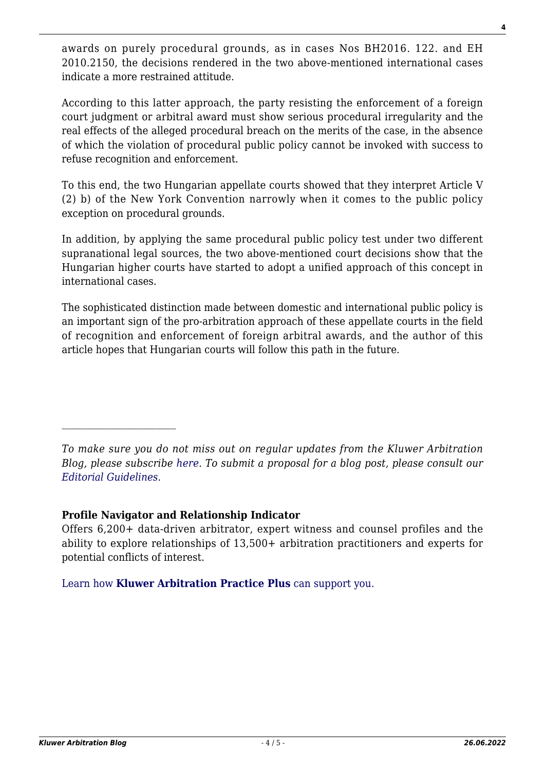awards on purely procedural grounds, as in cases Nos BH2016. 122. and EH 2010.2150, the decisions rendered in the two above-mentioned international cases indicate a more restrained attitude.

According to this latter approach, the party resisting the enforcement of a foreign court judgment or arbitral award must show serious procedural irregularity and the real effects of the alleged procedural breach on the merits of the case, in the absence of which the violation of procedural public policy cannot be invoked with success to refuse recognition and enforcement.

To this end, the two Hungarian appellate courts showed that they interpret Article V (2) b) of the New York Convention narrowly when it comes to the public policy exception on procedural grounds.

In addition, by applying the same procedural public policy test under two different supranational legal sources, the two above-mentioned court decisions show that the Hungarian higher courts have started to adopt a unified approach of this concept in international cases.

The sophisticated distinction made between domestic and international public policy is an important sign of the pro-arbitration approach of these appellate courts in the field of recognition and enforcement of foreign arbitral awards, and the author of this article hopes that Hungarian courts will follow this path in the future.

---

*To make sure you do not miss out on regular updates from the Kluwer Arbitration Blog, please subscribe here. To submit a proposal for a blog post, please consult our Editorial Guidelines.*

**Profile Navigator and Relationship Indicator**

Offers 6,200+ data-driven arbitrator, expert witness and counsel profiles and the ability to explore relationships of 13,500+ arbitration practitioners and experts for potential conflicts of interest.

Learn how **Kluwer Arbitration Practice Plus** can support you.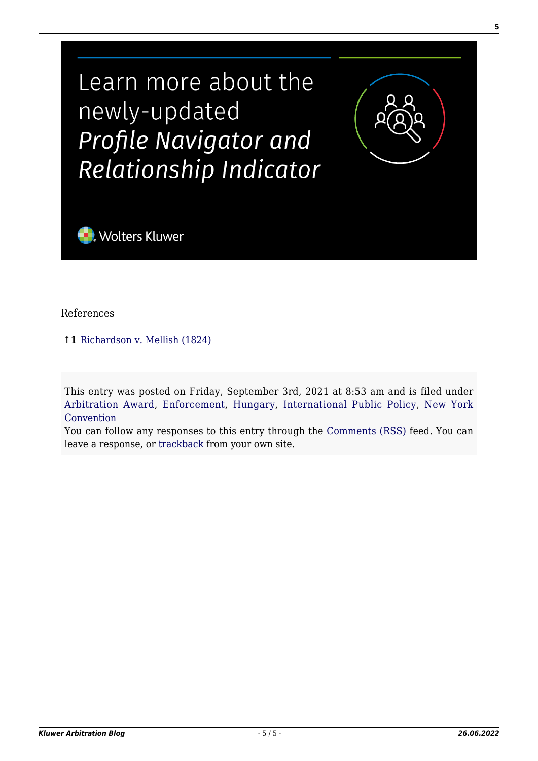Learn more about the newly-updated *Profile Navigator and Relationship Indicator*

Wolters Kluwer

References

↑**1** Richardson v. Mellish (1824)

This entry was posted on Friday, September 3rd, 2021 at 8:53 am and is filed under Arbitration Award, Enforcement, Hungary, International Public Policy, New York Convention

You can follow any responses to this entry through the Comments (RSS) feed. You can leave a response, or trackback from your own site.